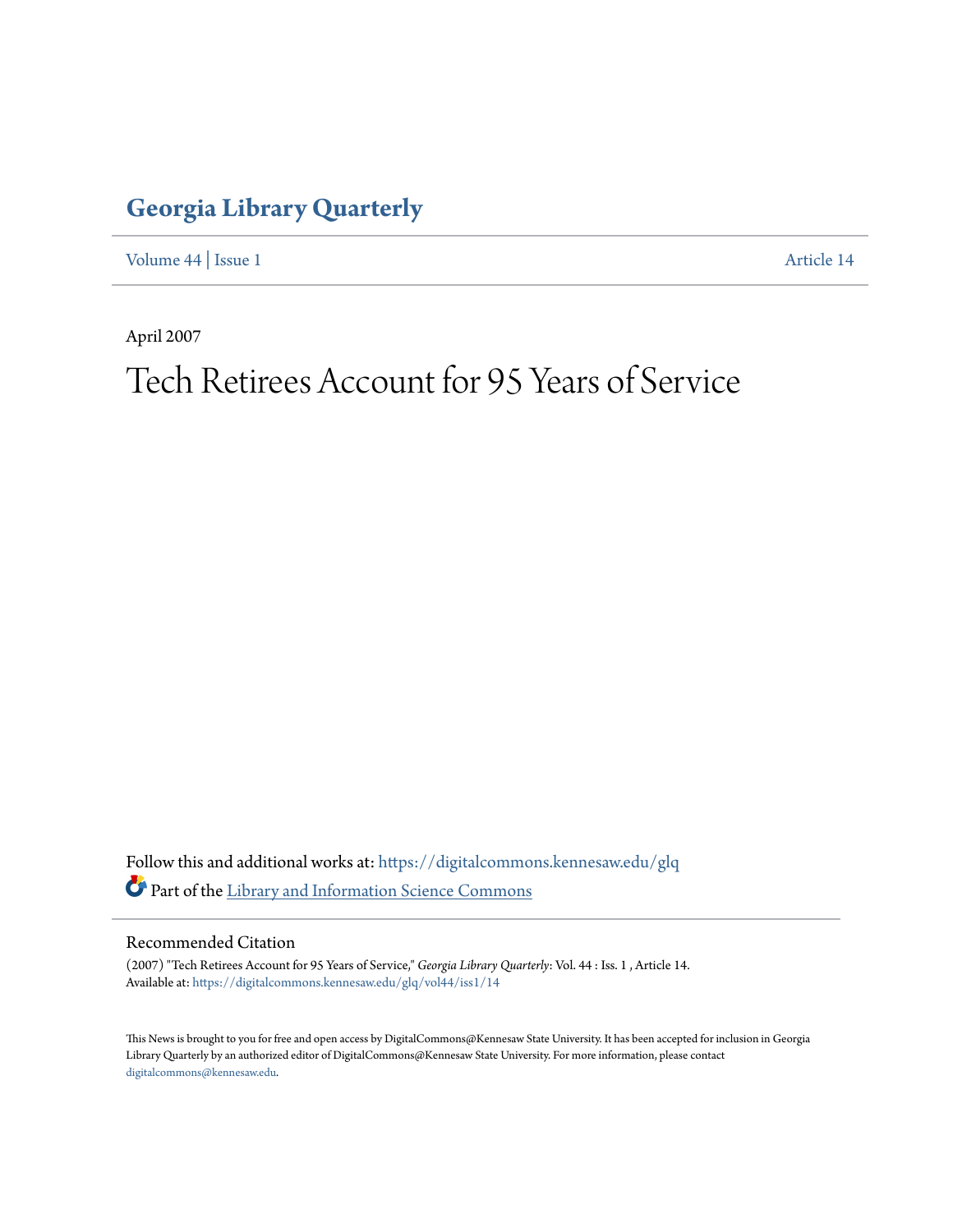# Georgia Library Quarterly

Volume 44 | Issue 1 Article 14

April 2007

# Tech Retirees Account for 95 Years of Service

Follow this and additional works at: https://digitalcommons.kennesaw.edu/glq

Part of the Library and Information Science Commons

## Recommended Citation

(2007) "Tech Retirees Account for 95 Years of Service," *Georgia Library Quarterly*: Vol. 44 : Iss. 1 , Article 14.
Available at: https://digitalcommons.kennesaw.edu/glq/vol44/iss1/14

This News is brought to you for free and open access by DigitalCommons@Kennesaw State University. It has been accepted for inclusion in Georgia Library Quarterly by an authorized editor of DigitalCommons@Kennesaw State University. For more information, please contact digitalcommons@kennesaw.edu.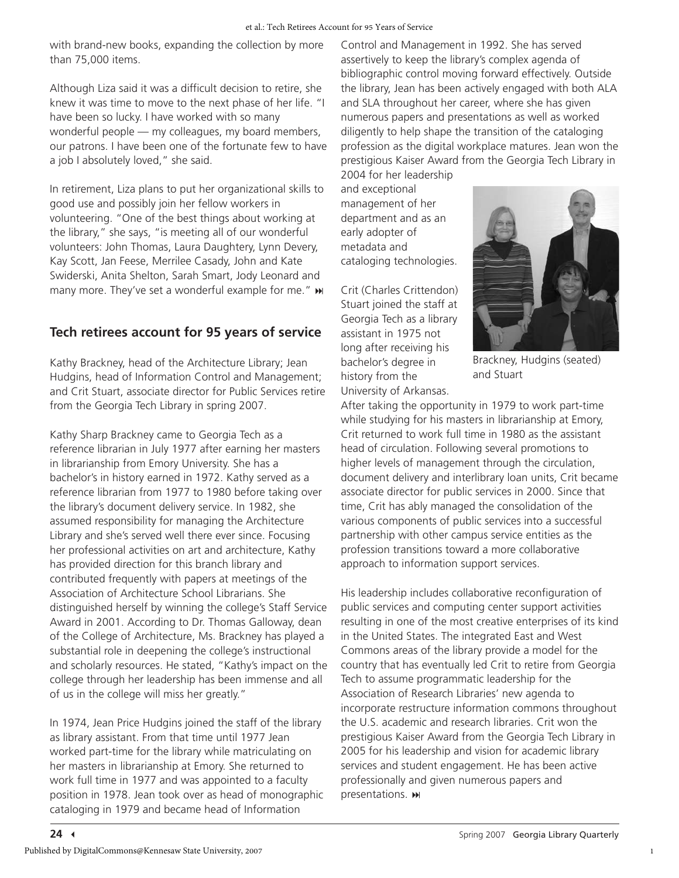with brand-new books, expanding the collection by more than 75,000 items.

Although Liza said it was a difficult decision to retire, she knew it was time to move to the next phase of her life. "I have been so lucky. I have worked with so many wonderful people — my colleagues, my board members, our patrons. I have been one of the fortunate few to have a job I absolutely loved," she said.

In retirement, Liza plans to put her organizational skills to good use and possibly join her fellow workers in volunteering. "One of the best things about working at the library," she says, "is meeting all of our wonderful volunteers: John Thomas, Laura Daughtery, Lynn Devery, Kay Scott, Jan Feese, Merrilee Casady, John and Kate Swiderski, Anita Shelton, Sarah Smart, Jody Leonard and many more. They've set a wonderful example for me."

## Tech retirees account for 95 years of service

Kathy Brackney, head of the Architecture Library; Jean Hudgins, head of Information Control and Management; and Crit Stuart, associate director for Public Services retire from the Georgia Tech Library in spring 2007.

Kathy Sharp Brackney came to Georgia Tech as a reference librarian in July 1977 after earning her masters in librarianship from Emory University. She has a bachelor's in history earned in 1972. Kathy served as a reference librarian from 1977 to 1980 before taking over the library's document delivery service. In 1982, she assumed responsibility for managing the Architecture Library and she's served well there ever since. Focusing her professional activities on art and architecture, Kathy has provided direction for this branch library and contributed frequently with papers at meetings of the Association of Architecture School Librarians. She distinguished herself by winning the college's Staff Service Award in 2001. According to Dr. Thomas Galloway, dean of the College of Architecture, Ms. Brackney has played a substantial role in deepening the college's instructional and scholarly resources. He stated, "Kathy's impact on the college through her leadership has been immense and all of us in the college will miss her greatly."

In 1974, Jean Price Hudgins joined the staff of the library as library assistant. From that time until 1977 Jean worked part-time for the library while matriculating on her masters in librarianship at Emory. She returned to work full time in 1977 and was appointed to a faculty position in 1978. Jean took over as head of monographic cataloging in 1979 and became head of Information Control and Management in 1992. She has served assertively to keep the library's complex agenda of bibliographic control moving forward effectively. Outside the library, Jean has been actively engaged with both ALA and SLA throughout her career, where she has given numerous papers and presentations as well as worked diligently to help shape the transition of the cataloging profession as the digital workplace matures. Jean won the prestigious Kaiser Award from the Georgia Tech Library in 2004 for her leadership and exceptional management of her department and as an early adopter of metadata and cataloging technologies.

Brackney, Hudgins (seated) and Stuart

Crit (Charles Crittendon) Stuart joined the staff at Georgia Tech as a library assistant in 1975 not long after receiving his bachelor's degree in history from the University of Arkansas. After taking the opportunity in 1979 to work part-time while studying for his masters in librarianship at Emory, Crit returned to work full time in 1980 as the assistant head of circulation. Following several promotions to higher levels of management through the circulation, document delivery and interlibrary loan units, Crit became associate director for public services in 2000. Since that time, Crit has ably managed the consolidation of the various components of public services into a successful partnership with other campus service entities as the profession transitions toward a more collaborative approach to information support services.

His leadership includes collaborative reconfiguration of public services and computing center support activities resulting in one of the most creative enterprises of its kind in the United States. The integrated East and West Commons areas of the library provide a model for the country that has eventually led Crit to retire from Georgia Tech to assume programmatic leadership for the Association of Research Libraries' new agenda to incorporate restructure information commons throughout the U.S. academic and research libraries. Crit won the prestigious Kaiser Award from the Georgia Tech Library in 2005 for his leadership and vision for academic library services and student engagement. He has been active professionally and given numerous papers and presentations.